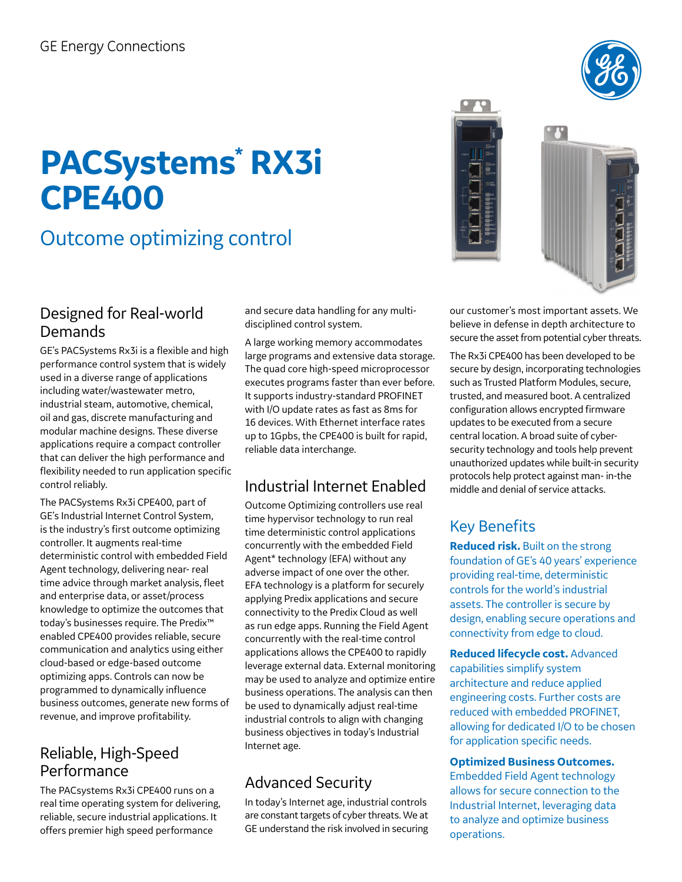GE Energy Connections

# PACSystems* RX3i CPE400

## Outcome optimizing control

### Designed for Real-world Demands

GE's PACSystems Rx3i is a flexible and high performance control system that is widely used in a diverse range of applications including water/wastewater metro, industrial steam, automotive, chemical, oil and gas, discrete manufacturing and modular machine designs. These diverse applications require a compact controller that can deliver the high performance and flexibility needed to run application specific control reliably.

The PACSystems Rx3i CPE400, part of GE's Industrial Internet Control System, is the industry's first outcome optimizing controller. It augments real-time deterministic control with embedded Field Agent technology, delivering near- real time advice through market analysis, fleet and enterprise data, or asset/process knowledge to optimize the outcomes that today's businesses require. The Predix™ enabled CPE400 provides reliable, secure communication and analytics using either cloud-based or edge-based outcome optimizing apps. Controls can now be programmed to dynamically influence business outcomes, generate new forms of revenue, and improve profitability.

### Reliable, High-Speed Performance

The PACsystems Rx3i CPE400 runs on a real time operating system for delivering, reliable, secure industrial applications. It offers premier high speed performance and secure data handling for any multi-disciplined control system.

A large working memory accommodates large programs and extensive data storage. The quad core high-speed microprocessor executes programs faster than ever before. It supports industry-standard PROFINET with I/O update rates as fast as 8ms for 16 devices. With Ethernet interface rates up to 1Gpbs, the CPE400 is built for rapid, reliable data interchange.

### Industrial Internet Enabled

Outcome Optimizing controllers use real time hypervisor technology to run real time deterministic control applications concurrently with the embedded Field Agent* technology (EFA) without any adverse impact of one over the other. EFA technology is a platform for securely applying Predix applications and secure connectivity to the Predix Cloud as well as run edge apps. Running the Field Agent concurrently with the real-time control applications allows the CPE400 to rapidly leverage external data. External monitoring may be used to analyze and optimize entire business operations. The analysis can then be used to dynamically adjust real-time industrial controls to align with changing business objectives in today's Industrial Internet age.

### Advanced Security

In today's Internet age, industrial controls are constant targets of cyber threats. We at GE understand the risk involved in securing our customer's most important assets. We believe in defense in depth architecture to secure the asset from potential cyber threats.

The Rx3i CPE400 has been developed to be secure by design, incorporating technologies such as Trusted Platform Modules, secure, trusted, and measured boot. A centralized configuration allows encrypted firmware updates to be executed from a secure central location. A broad suite of cyber-security technology and tools help prevent unauthorized updates while built-in security protocols help protect against man- in-the middle and denial of service attacks.

### Key Benefits

**Reduced risk.** Built on the strong foundation of GE's 40 years' experience providing real-time, deterministic controls for the world's industrial assets. The controller is secure by design, enabling secure operations and connectivity from edge to cloud.

**Reduced lifecycle cost.** Advanced capabilities simplify system architecture and reduce applied engineering costs. Further costs are reduced with embedded PROFINET, allowing for dedicated I/O to be chosen for application specific needs.

**Optimized Business Outcomes.** Embedded Field Agent technology allows for secure connection to the Industrial Internet, leveraging data to analyze and optimize business operations.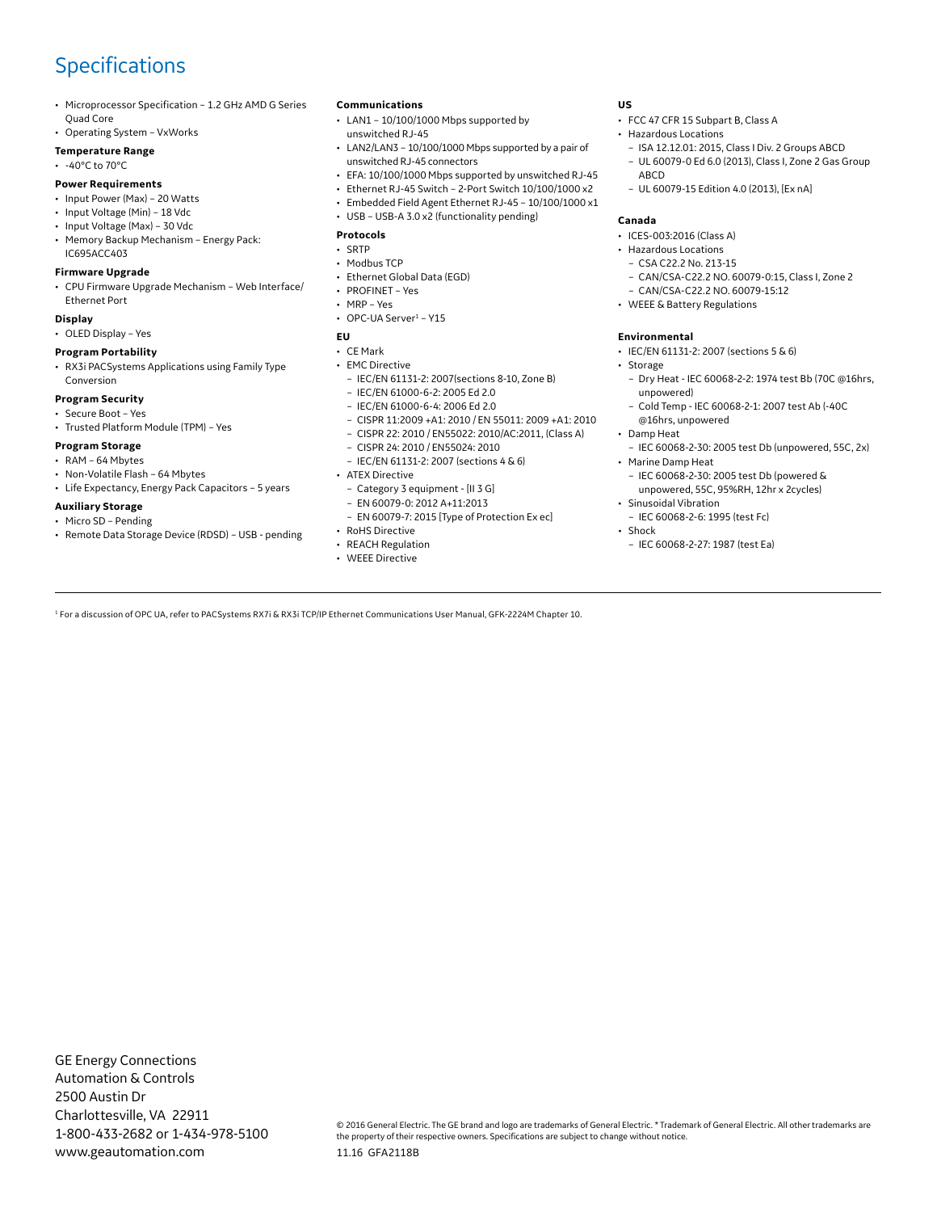# Specifications

- Microprocessor Specification – 1.2 GHz AMD G Series Quad Core
- Operating System – VxWorks

**Temperature Range**

- -40°C to 70°C

**Power Requirements**

- Input Power (Max) – 20 Watts
- Input Voltage (Min) – 18 Vdc
- Input Voltage (Max) – 30 Vdc
- Memory Backup Mechanism – Energy Pack: IC695ACC403

**Firmware Upgrade**

- CPU Firmware Upgrade Mechanism – Web Interface/ Ethernet Port

**Display**

- OLED Display – Yes

**Program Portability**

- RX3i PACSystems Applications using Family Type Conversion

**Program Security**

- Secure Boot – Yes
- Trusted Platform Module (TPM) – Yes

**Program Storage**

- RAM – 64 Mbytes
- Non-Volatile Flash – 64 Mbytes
- Life Expectancy, Energy Pack Capacitors – 5 years

**Auxiliary Storage**

- Micro SD – Pending
- Remote Data Storage Device (RDSD) – USB - pending

**Communications**

- LAN1 – 10/100/1000 Mbps supported by unswitched RJ-45
- LAN2/LAN3 – 10/100/1000 Mbps supported by a pair of unswitched RJ-45 connectors
- EFA: 10/100/1000 Mbps supported by unswitched RJ-45
- Ethernet RJ-45 Switch – 2-Port Switch 10/100/1000 x2
- Embedded Field Agent Ethernet RJ-45 – 10/100/1000 x1
- USB – USB-A 3.0 x2 (functionality pending)

**Protocols**

- SRTP
- Modbus TCP
- Ethernet Global Data (EGD)
- PROFINET – Yes
- MRP – Yes
- OPC-UA Server[1] – Y15

**EU**

- CE Mark
- EMC Directive
  - IEC/EN 61131-2: 2007(sections 8-10, Zone B)
  - IEC/EN 61000-6-2: 2005 Ed 2.0
  - IEC/EN 61000-6-4: 2006 Ed 2.0
  - CISPR 11:2009 +A1: 2010 / EN 55011: 2009 +A1: 2010
  - CISPR 22: 2010 / EN55022: 2010/AC:2011, (Class A)
  - CISPR 24: 2010 / EN55024: 2010
  - IEC/EN 61131-2: 2007 (sections 4 & 6)
- ATEX Directive
  - Category 3 equipment - [II 3 G]
  - EN 60079-0: 2012 A+11:2013
  - EN 60079-7: 2015 [Type of Protection Ex ec]
- RoHS Directive
- REACH Regulation
- WEEE Directive

**US**

- FCC 47 CFR 15 Subpart B, Class A
- Hazardous Locations
  - ISA 12.12.01: 2015, Class I Div. 2 Groups ABCD
  - UL 60079-0 Ed 6.0 (2013), Class I, Zone 2 Gas Group ABCD
  - UL 60079-15 Edition 4.0 (2013), [Ex nA]

**Canada**

- ICES-003:2016 (Class A)
- Hazardous Locations
  - CSA C22.2 No. 213-15
  - CAN/CSA-C22.2 NO. 60079-0:15, Class I, Zone 2
  - CAN/CSA-C22.2 NO. 60079-15:12
- WEEE & Battery Regulations

**Environmental**

- IEC/EN 61131-2: 2007 (sections 5 & 6)
- Storage
  - Dry Heat - IEC 60068-2-2: 1974 test Bb (70C @16hrs, unpowered)
  - Cold Temp - IEC 60068-2-1: 2007 test Ab (-40C @16hrs, unpowered
- Damp Heat
  - IEC 60068-2-30: 2005 test Db (unpowered, 55C, 2x)
- Marine Damp Heat
  - IEC 60068-2-30: 2005 test Db (powered & unpowered, 55C, 95%RH, 12hr x 2cycles)
- Sinusoidal Vibration
  - IEC 60068-2-6: 1995 (test Fc)
- Shock
  - IEC 60068-2-27: 1987 (test Ea)

---

[1] For a discussion of OPC UA, refer to PACSystems RX7i & RX3i TCP/IP Ethernet Communications User Manual, GFK-2224M Chapter 10.

GE Energy Connections
Automation & Controls
2500 Austin Dr
Charlottesville, VA 22911
1-800-433-2682 or 1-434-978-5100
www.geautomation.com

© 2016 General Electric. The GE brand and logo are trademarks of General Electric. * Trademark of General Electric. All other trademarks are the property of their respective owners. Specifications are subject to change without notice.

11.16 GFA2118B